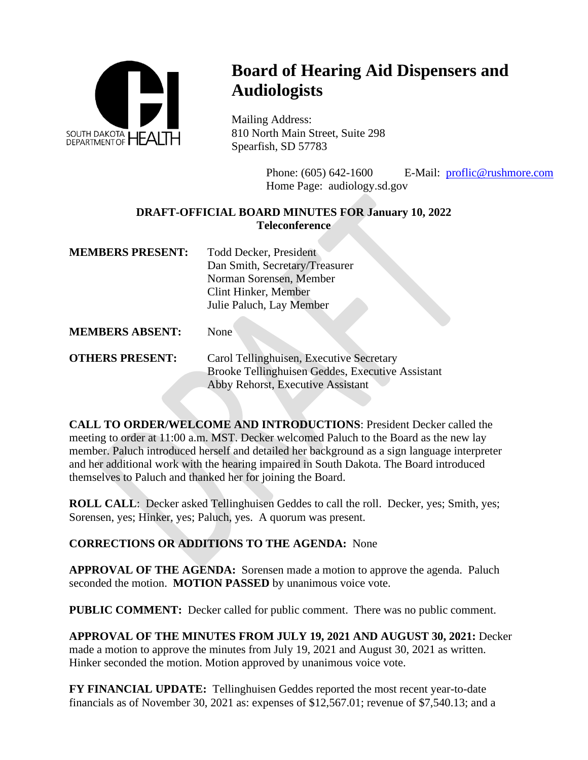SOUTH DAKOTA DEPARTMENT OF HEALTH

# Board of Hearing Aid Dispensers and Audiologists

Mailing Address:
810 North Main Street, Suite 298
Spearfish, SD 57783

Phone: (605) 642-1600    E-Mail: proflic@rushmore.com
Home Page: audiology.sd.gov

**DRAFT-OFFICIAL BOARD MINUTES FOR January 10, 2022**
**Teleconference**

**MEMBERS PRESENT:** Todd Decker, President
Dan Smith, Secretary/Treasurer
Norman Sorensen, Member
Clint Hinker, Member
Julie Paluch, Lay Member

**MEMBERS ABSENT:** None

**OTHERS PRESENT:** Carol Tellinghuisen, Executive Secretary
Brooke Tellinghuisen Geddes, Executive Assistant
Abby Rehorst, Executive Assistant

**CALL TO ORDER/WELCOME AND INTRODUCTIONS**: President Decker called the meeting to order at 11:00 a.m. MST. Decker welcomed Paluch to the Board as the new lay member. Paluch introduced herself and detailed her background as a sign language interpreter and her additional work with the hearing impaired in South Dakota. The Board introduced themselves to Paluch and thanked her for joining the Board.

**ROLL CALL**: Decker asked Tellinghuisen Geddes to call the roll. Decker, yes; Smith, yes; Sorensen, yes; Hinker, yes; Paluch, yes. A quorum was present.

**CORRECTIONS OR ADDITIONS TO THE AGENDA:** None

**APPROVAL OF THE AGENDA:** Sorensen made a motion to approve the agenda. Paluch seconded the motion. **MOTION PASSED** by unanimous voice vote.

**PUBLIC COMMENT:** Decker called for public comment. There was no public comment.

**APPROVAL OF THE MINUTES FROM JULY 19, 2021 AND AUGUST 30, 2021:** Decker made a motion to approve the minutes from July 19, 2021 and August 30, 2021 as written. Hinker seconded the motion. Motion approved by unanimous voice vote.

**FY FINANCIAL UPDATE:** Tellinghuisen Geddes reported the most recent year-to-date financials as of November 30, 2021 as: expenses of $12,567.01; revenue of $7,540.13; and a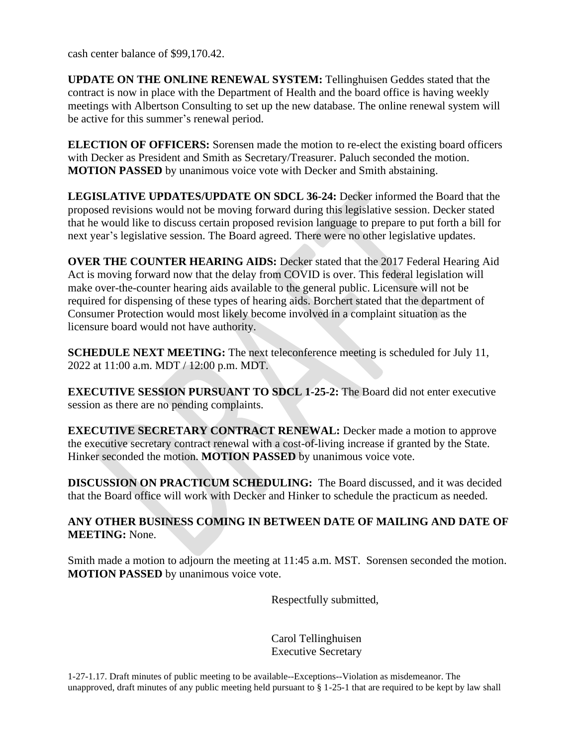cash center balance of $99,170.42.

**UPDATE ON THE ONLINE RENEWAL SYSTEM:** Tellinghuisen Geddes stated that the contract is now in place with the Department of Health and the board office is having weekly meetings with Albertson Consulting to set up the new database. The online renewal system will be active for this summer's renewal period.

**ELECTION OF OFFICERS:** Sorensen made the motion to re-elect the existing board officers with Decker as President and Smith as Secretary/Treasurer. Paluch seconded the motion. **MOTION PASSED** by unanimous voice vote with Decker and Smith abstaining.

**LEGISLATIVE UPDATES/UPDATE ON SDCL 36-24:** Decker informed the Board that the proposed revisions would not be moving forward during this legislative session. Decker stated that he would like to discuss certain proposed revision language to prepare to put forth a bill for next year's legislative session. The Board agreed. There were no other legislative updates.

**OVER THE COUNTER HEARING AIDS:** Decker stated that the 2017 Federal Hearing Aid Act is moving forward now that the delay from COVID is over. This federal legislation will make over-the-counter hearing aids available to the general public. Licensure will not be required for dispensing of these types of hearing aids. Borchert stated that the department of Consumer Protection would most likely become involved in a complaint situation as the licensure board would not have authority.

**SCHEDULE NEXT MEETING:** The next teleconference meeting is scheduled for July 11, 2022 at 11:00 a.m. MDT / 12:00 p.m. MDT.

**EXECUTIVE SESSION PURSUANT TO SDCL 1-25-2:** The Board did not enter executive session as there are no pending complaints.

**EXECUTIVE SECRETARY CONTRACT RENEWAL:** Decker made a motion to approve the executive secretary contract renewal with a cost-of-living increase if granted by the State. Hinker seconded the motion. **MOTION PASSED** by unanimous voice vote.

**DISCUSSION ON PRACTICUM SCHEDULING:** The Board discussed, and it was decided that the Board office will work with Decker and Hinker to schedule the practicum as needed.

**ANY OTHER BUSINESS COMING IN BETWEEN DATE OF MAILING AND DATE OF MEETING:** None.

Smith made a motion to adjourn the meeting at 11:45 a.m. MST. Sorensen seconded the motion. **MOTION PASSED** by unanimous voice vote.

Respectfully submitted,

Carol Tellinghuisen
Executive Secretary

1-27-1.17. Draft minutes of public meeting to be available--Exceptions--Violation as misdemeanor. The unapproved, draft minutes of any public meeting held pursuant to § 1-25-1 that are required to be kept by law shall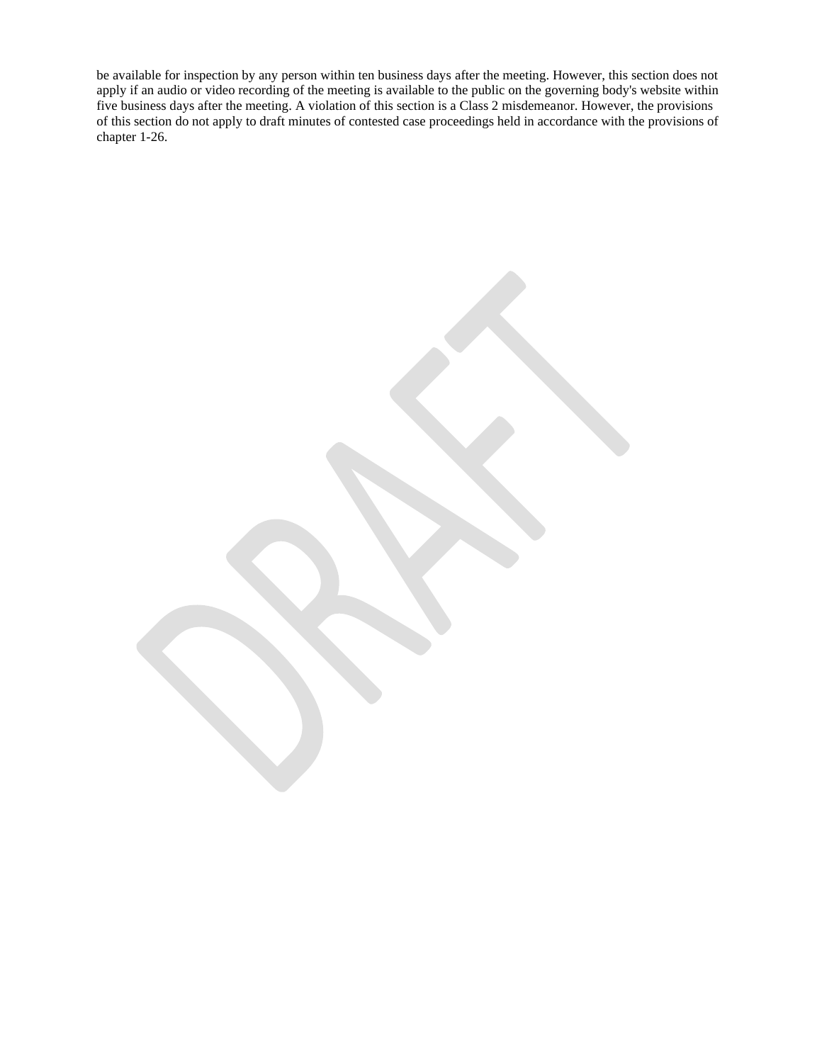be available for inspection by any person within ten business days after the meeting. However, this section does not apply if an audio or video recording of the meeting is available to the public on the governing body's website within five business days after the meeting. A violation of this section is a Class 2 misdemeanor. However, the provisions of this section do not apply to draft minutes of contested case proceedings held in accordance with the provisions of chapter 1-26.